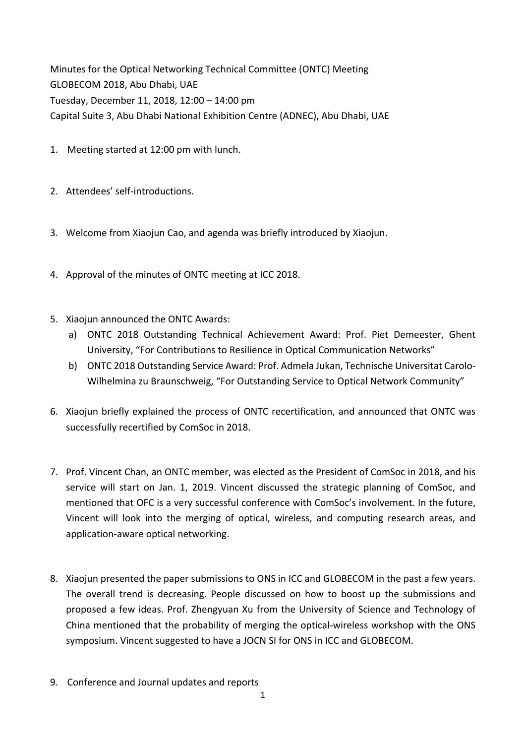Minutes for the Optical Networking Technical Committee (ONTC) Meeting
GLOBECOM 2018, Abu Dhabi, UAE
Tuesday, December 11, 2018, 12:00 – 14:00 pm
Capital Suite 3, Abu Dhabi National Exhibition Centre (ADNEC), Abu Dhabi, UAE

1. Meeting started at 12:00 pm with lunch.

2. Attendees' self-introductions.

3. Welcome from Xiaojun Cao, and agenda was briefly introduced by Xiaojun.

4. Approval of the minutes of ONTC meeting at ICC 2018.

5. Xiaojun announced the ONTC Awards:
   a) ONTC 2018 Outstanding Technical Achievement Award: Prof. Piet Demeester, Ghent University, "For Contributions to Resilience in Optical Communication Networks"
   b) ONTC 2018 Outstanding Service Award: Prof. Admela Jukan, Technische Universitat Carolo-Wilhelmina zu Braunschweig, "For Outstanding Service to Optical Network Community"

6. Xiaojun briefly explained the process of ONTC recertification, and announced that ONTC was successfully recertified by ComSoc in 2018.

7. Prof. Vincent Chan, an ONTC member, was elected as the President of ComSoc in 2018, and his service will start on Jan. 1, 2019. Vincent discussed the strategic planning of ComSoc, and mentioned that OFC is a very successful conference with ComSoc's involvement. In the future, Vincent will look into the merging of optical, wireless, and computing research areas, and application-aware optical networking.

8. Xiaojun presented the paper submissions to ONS in ICC and GLOBECOM in the past a few years. The overall trend is decreasing. People discussed on how to boost up the submissions and proposed a few ideas. Prof. Zhengyuan Xu from the University of Science and Technology of China mentioned that the probability of merging the optical-wireless workshop with the ONS symposium. Vincent suggested to have a JOCN SI for ONS in ICC and GLOBECOM.

9. Conference and Journal updates and reports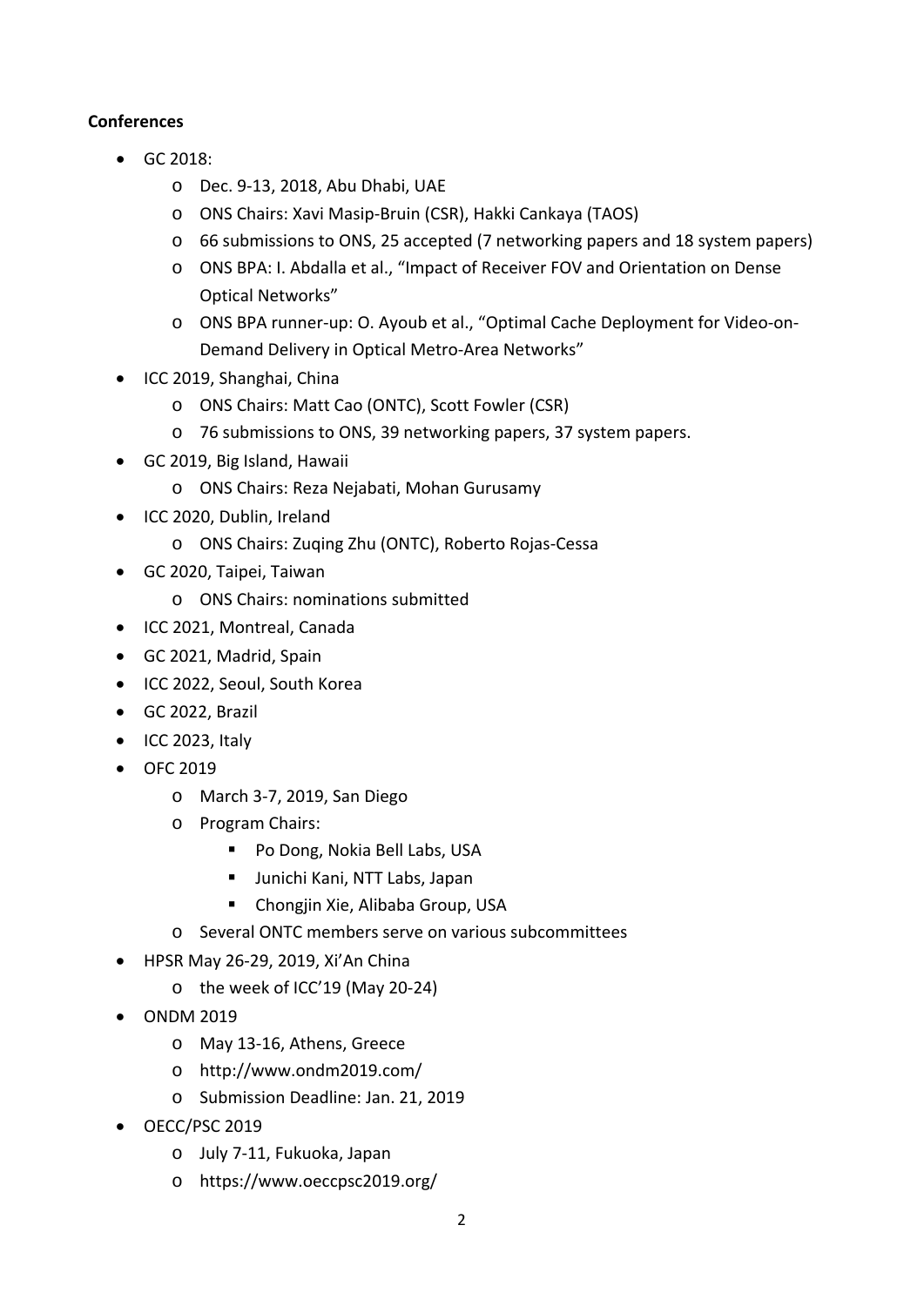**Conferences**

- GC 2018:
    - Dec. 9-13, 2018, Abu Dhabi, UAE
    - ONS Chairs: Xavi Masip-Bruin (CSR), Hakki Cankaya (TAOS)
    - 66 submissions to ONS, 25 accepted (7 networking papers and 18 system papers)
    - ONS BPA: I. Abdalla et al., "Impact of Receiver FOV and Orientation on Dense Optical Networks"
    - ONS BPA runner-up: O. Ayoub et al., "Optimal Cache Deployment for Video-on-Demand Delivery in Optical Metro-Area Networks"
- ICC 2019, Shanghai, China
    - ONS Chairs: Matt Cao (ONTC), Scott Fowler (CSR)
    - 76 submissions to ONS, 39 networking papers, 37 system papers.
- GC 2019, Big Island, Hawaii
    - ONS Chairs: Reza Nejabati, Mohan Gurusamy
- ICC 2020, Dublin, Ireland
    - ONS Chairs: Zuqing Zhu (ONTC), Roberto Rojas-Cessa
- GC 2020, Taipei, Taiwan
    - ONS Chairs: nominations submitted
- ICC 2021, Montreal, Canada
- GC 2021, Madrid, Spain
- ICC 2022, Seoul, South Korea
- GC 2022, Brazil
- ICC 2023, Italy
- OFC 2019
    - March 3-7, 2019, San Diego
    - Program Chairs:
        - Po Dong, Nokia Bell Labs, USA
        - Junichi Kani, NTT Labs, Japan
        - Chongjin Xie, Alibaba Group, USA
    - Several ONTC members serve on various subcommittees
- HPSR May 26-29, 2019, Xi'An China
    - the week of ICC'19 (May 20-24)
- ONDM 2019
    - May 13-16, Athens, Greece
    - http://www.ondm2019.com/
    - Submission Deadline: Jan. 21, 2019
- OECC/PSC 2019
    - July 7-11, Fukuoka, Japan
    - https://www.oeccpsc2019.org/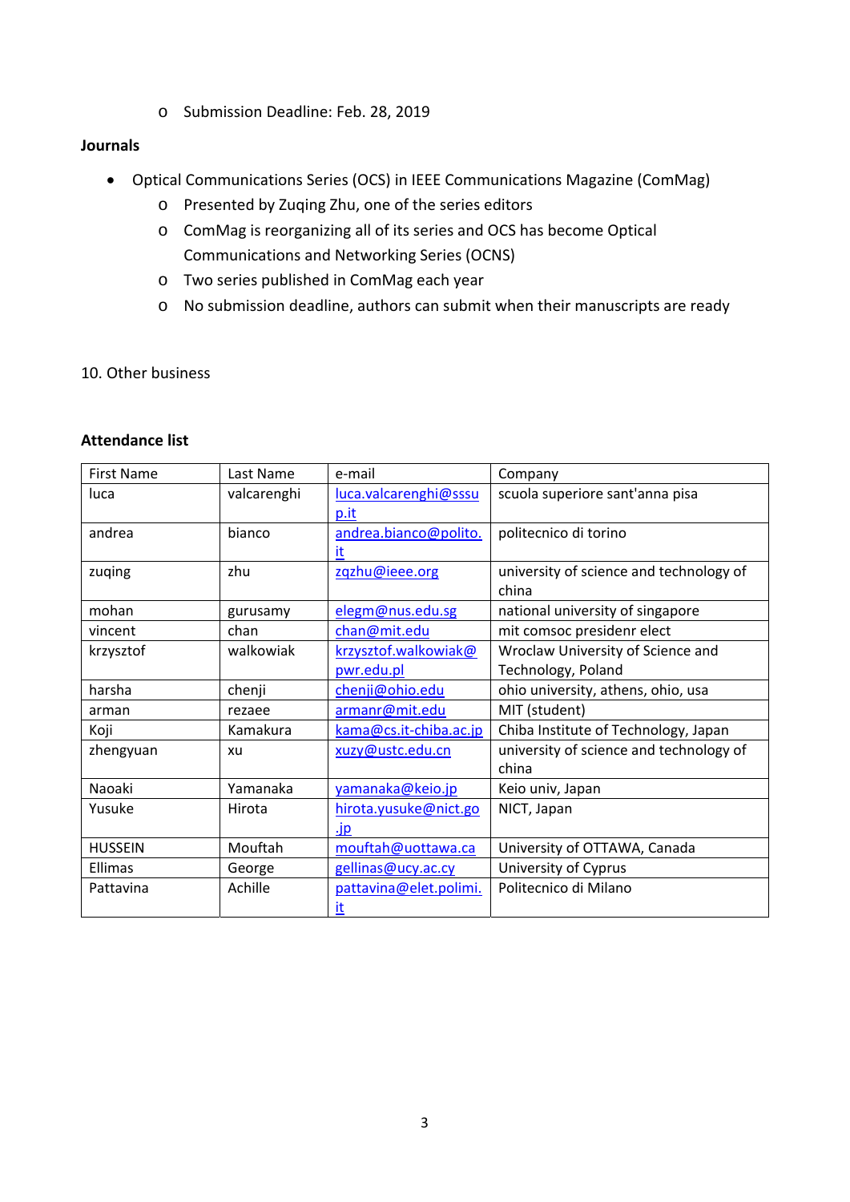- Submission Deadline: Feb. 28, 2019

**Journals**

- Optical Communications Series (OCS) in IEEE Communications Magazine (ComMag)
  - Presented by Zuqing Zhu, one of the series editors
  - ComMag is reorganizing all of its series and OCS has become Optical Communications and Networking Series (OCNS)
  - Two series published in ComMag each year
  - No submission deadline, authors can submit when their manuscripts are ready

10. Other business

**Attendance list**

| First Name | Last Name | e-mail | Company |
|---|---|---|---|
| luca | valcarenghi | luca.valcarenghi@sssup.it | scuola superiore sant'anna pisa |
| andrea | bianco | andrea.bianco@polito.it | politecnico di torino |
| zuqing | zhu | zqzhu@ieee.org | university of science and technology of china |
| mohan | gurusamy | elegm@nus.edu.sg | national university of singapore |
| vincent | chan | chan@mit.edu | mit comsoc presidenr elect |
| krzysztof | walkowiak | krzysztof.walkowiak@pwr.edu.pl | Wroclaw University of Science and Technology, Poland |
| harsha | chenji | chenji@ohio.edu | ohio university, athens, ohio, usa |
| arman | rezaee | armanr@mit.edu | MIT (student) |
| Koji | Kamakura | kama@cs.it-chiba.ac.jp | Chiba Institute of Technology, Japan |
| zhengyuan | xu | xuzy@ustc.edu.cn | university of science and technology of china |
| Naoaki | Yamanaka | yamanaka@keio.jp | Keio univ, Japan |
| Yusuke | Hirota | hirota.yusuke@nict.go.jp | NICT, Japan |
| HUSSEIN | Mouftah | mouftah@uottawa.ca | University of OTTAWA, Canada |
| Ellimas | George | gellinas@ucy.ac.cy | University of Cyprus |
| Pattavina | Achille | pattavina@elet.polimi.it | Politecnico di Milano |